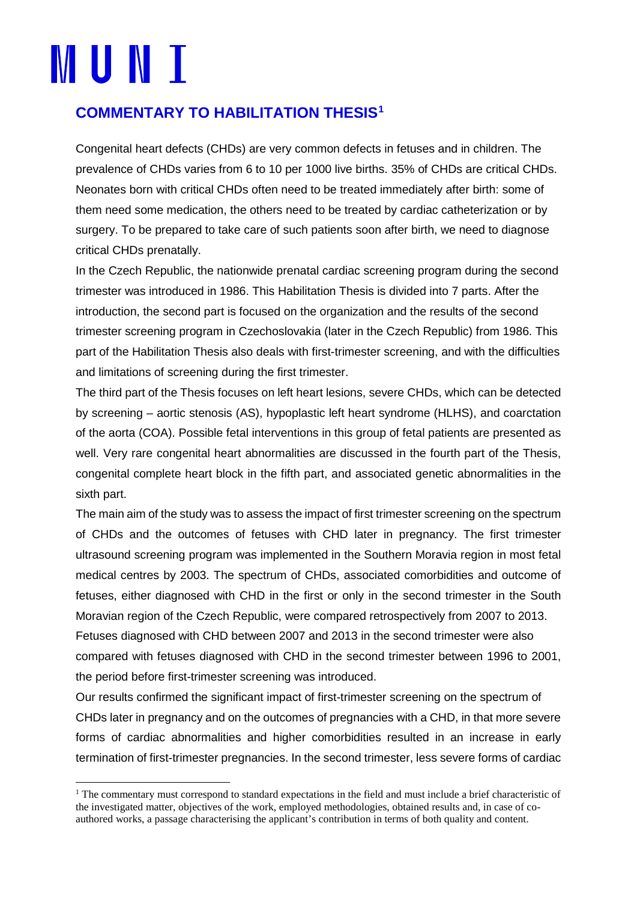# M U N I

## COMMENTARY TO HABILITATION THESIS[1]

Congenital heart defects (CHDs) are very common defects in fetuses and in children. The prevalence of CHDs varies from 6 to 10 per 1000 live births. 35% of CHDs are critical CHDs. Neonates born with critical CHDs often need to be treated immediately after birth: some of them need some medication, the others need to be treated by cardiac catheterization or by surgery. To be prepared to take care of such patients soon after birth, we need to diagnose critical CHDs prenatally.

In the Czech Republic, the nationwide prenatal cardiac screening program during the second trimester was introduced in 1986. This Habilitation Thesis is divided into 7 parts. After the introduction, the second part is focused on the organization and the results of the second trimester screening program in Czechoslovakia (later in the Czech Republic) from 1986. This part of the Habilitation Thesis also deals with first-trimester screening, and with the difficulties and limitations of screening during the first trimester.

The third part of the Thesis focuses on left heart lesions, severe CHDs, which can be detected by screening – aortic stenosis (AS), hypoplastic left heart syndrome (HLHS), and coarctation of the aorta (COA). Possible fetal interventions in this group of fetal patients are presented as well. Very rare congenital heart abnormalities are discussed in the fourth part of the Thesis, congenital complete heart block in the fifth part, and associated genetic abnormalities in the sixth part.

The main aim of the study was to assess the impact of first trimester screening on the spectrum of CHDs and the outcomes of fetuses with CHD later in pregnancy. The first trimester ultrasound screening program was implemented in the Southern Moravia region in most fetal medical centres by 2003. The spectrum of CHDs, associated comorbidities and outcome of fetuses, either diagnosed with CHD in the first or only in the second trimester in the South Moravian region of the Czech Republic, were compared retrospectively from 2007 to 2013. Fetuses diagnosed with CHD between 2007 and 2013 in the second trimester were also compared with fetuses diagnosed with CHD in the second trimester between 1996 to 2001, the period before first-trimester screening was introduced.

Our results confirmed the significant impact of first-trimester screening on the spectrum of CHDs later in pregnancy and on the outcomes of pregnancies with a CHD, in that more severe forms of cardiac abnormalities and higher comorbidities resulted in an increase in early termination of first-trimester pregnancies. In the second trimester, less severe forms of cardiac

---

[1] The commentary must correspond to standard expectations in the field and must include a brief characteristic of the investigated matter, objectives of the work, employed methodologies, obtained results and, in case of co-authored works, a passage characterising the applicant's contribution in terms of both quality and content.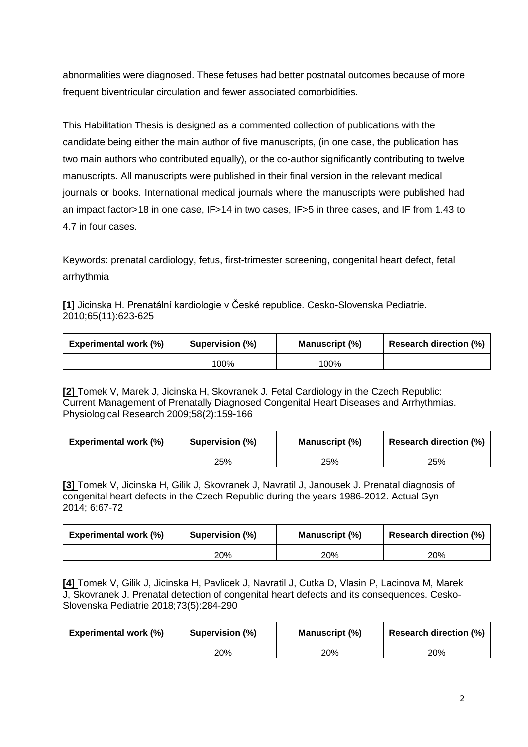abnormalities were diagnosed. These fetuses had better postnatal outcomes because of more frequent biventricular circulation and fewer associated comorbidities.

This Habilitation Thesis is designed as a commented collection of publications with the candidate being either the main author of five manuscripts, (in one case, the publication has two main authors who contributed equally), or the co-author significantly contributing to twelve manuscripts. All manuscripts were published in their final version in the relevant medical journals or books. International medical journals where the manuscripts were published had an impact factor>18 in one case, IF>14 in two cases, IF>5 in three cases, and IF from 1.43 to 4.7 in four cases.

Keywords: prenatal cardiology, fetus, first-trimester screening, congenital heart defect, fetal arrhythmia

**[1]** Jicinska H. Prenatální kardiologie v České republice. Cesko-Slovenska Pediatrie. 2010;65(11):623-625

| Experimental work (%) | Supervision (%) | Manuscript (%) | Research direction (%) |
|---|---|---|---|
| | 100% | 100% | |

**[2]** Tomek V, Marek J, Jicinska H, Skovranek J. Fetal Cardiology in the Czech Republic: Current Management of Prenatally Diagnosed Congenital Heart Diseases and Arrhythmias. Physiological Research 2009;58(2):159-166

| Experimental work (%) | Supervision (%) | Manuscript (%) | Research direction (%) |
|---|---|---|---|
| | 25% | 25% | 25% |

**[3]** Tomek V, Jicinska H, Gilik J, Skovranek J, Navratil J, Janousek J. Prenatal diagnosis of congenital heart defects in the Czech Republic during the years 1986-2012. Actual Gyn 2014; 6:67-72

| Experimental work (%) | Supervision (%) | Manuscript (%) | Research direction (%) |
|---|---|---|---|
| | 20% | 20% | 20% |

**[4]** Tomek V, Gilik J, Jicinska H, Pavlicek J, Navratil J, Cutka D, Vlasin P, Lacinova M, Marek J, Skovranek J. Prenatal detection of congenital heart defects and its consequences. Cesko-Slovenska Pediatrie 2018;73(5):284-290

| Experimental work (%) | Supervision (%) | Manuscript (%) | Research direction (%) |
|---|---|---|---|
| | 20% | 20% | 20% |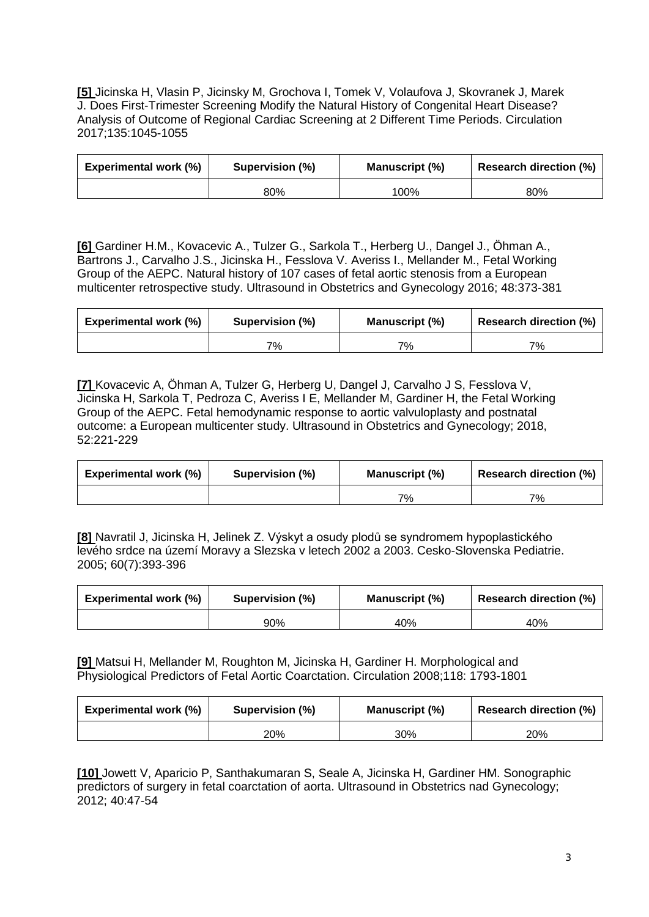**[5]** Jicinska H, Vlasin P, Jicinsky M, Grochova I, Tomek V, Volaufova J, Skovranek J, Marek J. Does First-Trimester Screening Modify the Natural History of Congenital Heart Disease? Analysis of Outcome of Regional Cardiac Screening at 2 Different Time Periods. Circulation 2017;135:1045-1055

| Experimental work (%) | Supervision (%) | Manuscript (%) | Research direction (%) |
| --- | --- | --- | --- |
| | 80% | 100% | 80% |

**[6]** Gardiner H.M., Kovacevic A., Tulzer G., Sarkola T., Herberg U., Dangel J., Öhman A., Bartrons J., Carvalho J.S., Jicinska H., Fesslova V. Averiss I., Mellander M., Fetal Working Group of the AEPC. Natural history of 107 cases of fetal aortic stenosis from a European multicenter retrospective study. Ultrasound in Obstetrics and Gynecology 2016; 48:373-381

| Experimental work (%) | Supervision (%) | Manuscript (%) | Research direction (%) |
| --- | --- | --- | --- |
| | 7% | 7% | 7% |

**[7]** Kovacevic A, Öhman A, Tulzer G, Herberg U, Dangel J, Carvalho J S, Fesslova V, Jicinska H, Sarkola T, Pedroza C, Averiss I E, Mellander M, Gardiner H, the Fetal Working Group of the AEPC. Fetal hemodynamic response to aortic valvuloplasty and postnatal outcome: a European multicenter study. Ultrasound in Obstetrics and Gynecology; 2018, 52:221-229

| Experimental work (%) | Supervision (%) | Manuscript (%) | Research direction (%) |
| --- | --- | --- | --- |
| | | 7% | 7% |

**[8]** Navratil J, Jicinska H, Jelinek Z. Výskyt a osudy plodů se syndromem hypoplastického levého srdce na území Moravy a Slezska v letech 2002 a 2003. Cesko-Slovenska Pediatrie. 2005; 60(7):393-396

| Experimental work (%) | Supervision (%) | Manuscript (%) | Research direction (%) |
| --- | --- | --- | --- |
| | 90% | 40% | 40% |

**[9]** Matsui H, Mellander M, Roughton M, Jicinska H, Gardiner H. Morphological and Physiological Predictors of Fetal Aortic Coarctation. Circulation 2008;118: 1793-1801

| Experimental work (%) | Supervision (%) | Manuscript (%) | Research direction (%) |
| --- | --- | --- | --- |
| | 20% | 30% | 20% |

**[10]** Jowett V, Aparicio P, Santhakumaran S, Seale A, Jicinska H, Gardiner HM. Sonographic predictors of surgery in fetal coarctation of aorta. Ultrasound in Obstetrics nad Gynecology; 2012; 40:47-54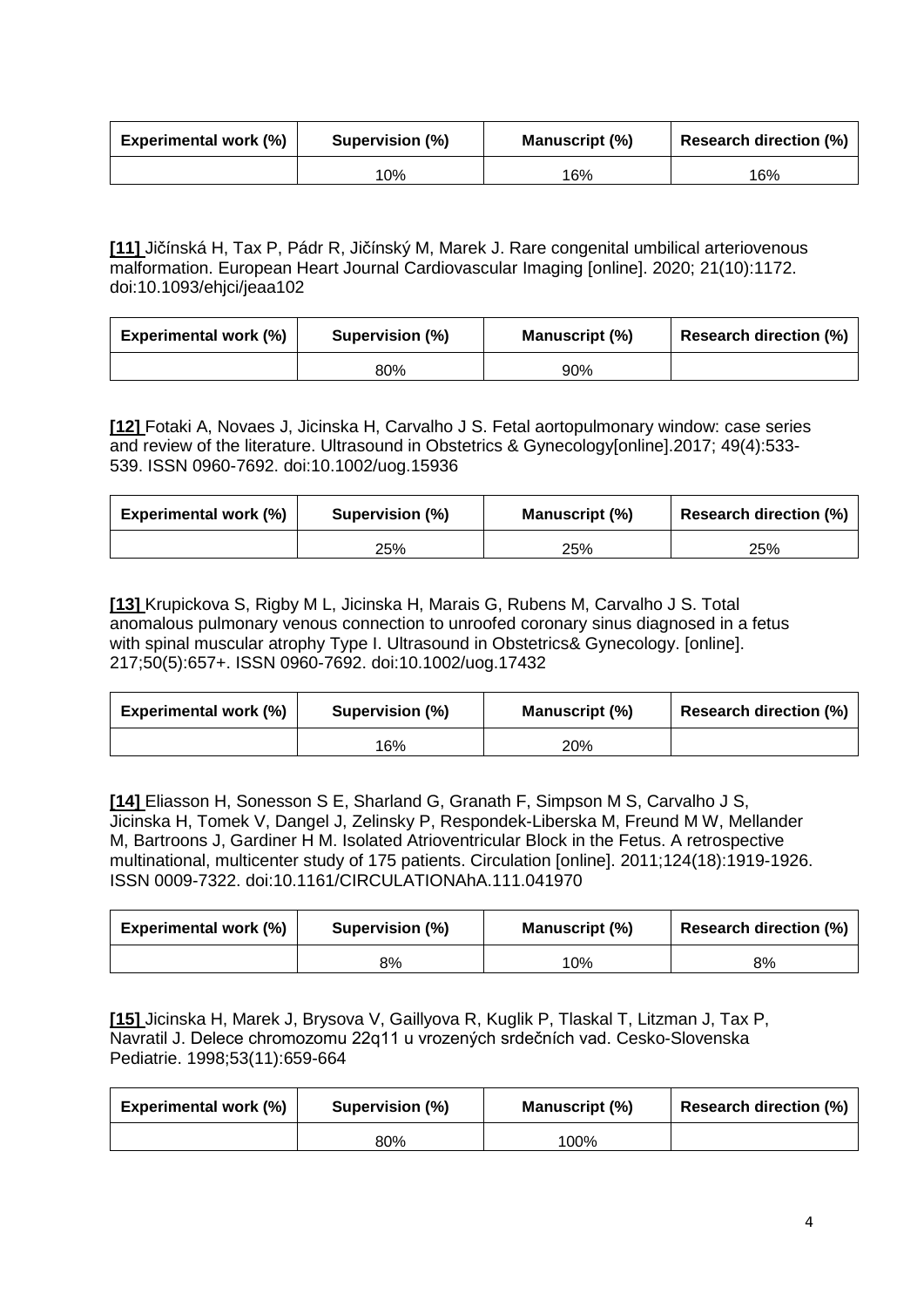| Experimental work (%) | Supervision (%) | Manuscript (%) | Research direction (%) |
|---|---|---|---|
| | 10% | 16% | 16% |

**[11]** Jičínská H, Tax P, Pádr R, Jičínský M, Marek J. Rare congenital umbilical arteriovenous malformation. European Heart Journal Cardiovascular Imaging [online]. 2020; 21(10):1172. doi:10.1093/ehjci/jeaa102

| Experimental work (%) | Supervision (%) | Manuscript (%) | Research direction (%) |
|---|---|---|---|
| | 80% | 90% | |

**[12]** Fotaki A, Novaes J, Jicinska H, Carvalho J S. Fetal aortopulmonary window: case series and review of the literature. Ultrasound in Obstetrics & Gynecology[online].2017; 49(4):533-539. ISSN 0960-7692. doi:10.1002/uog.15936

| Experimental work (%) | Supervision (%) | Manuscript (%) | Research direction (%) |
|---|---|---|---|
| | 25% | 25% | 25% |

**[13]** Krupickova S, Rigby M L, Jicinska H, Marais G, Rubens M, Carvalho J S. Total anomalous pulmonary venous connection to unroofed coronary sinus diagnosed in a fetus with spinal muscular atrophy Type I. Ultrasound in Obstetrics& Gynecology. [online]. 217;50(5):657+. ISSN 0960-7692. doi:10.1002/uog.17432

| Experimental work (%) | Supervision (%) | Manuscript (%) | Research direction (%) |
|---|---|---|---|
| | 16% | 20% | |

**[14]** Eliasson H, Sonesson S E, Sharland G, Granath F, Simpson M S, Carvalho J S, Jicinska H, Tomek V, Dangel J, Zelinsky P, Respondek-Liberska M, Freund M W, Mellander M, Bartroons J, Gardiner H M. Isolated Atrioventricular Block in the Fetus. A retrospective multinational, multicenter study of 175 patients. Circulation [online]. 2011;124(18):1919-1926. ISSN 0009-7322. doi:10.1161/CIRCULATIONAhA.111.041970

| Experimental work (%) | Supervision (%) | Manuscript (%) | Research direction (%) |
|---|---|---|---|
| | 8% | 10% | 8% |

**[15]** Jicinska H, Marek J, Brysova V, Gaillyova R, Kuglik P, Tlaskal T, Litzman J, Tax P, Navratil J. Delece chromozomu 22q11 u vrozených srdečních vad. Cesko-Slovenska Pediatrie. 1998;53(11):659-664

| Experimental work (%) | Supervision (%) | Manuscript (%) | Research direction (%) |
|---|---|---|---|
| | 80% | 100% | |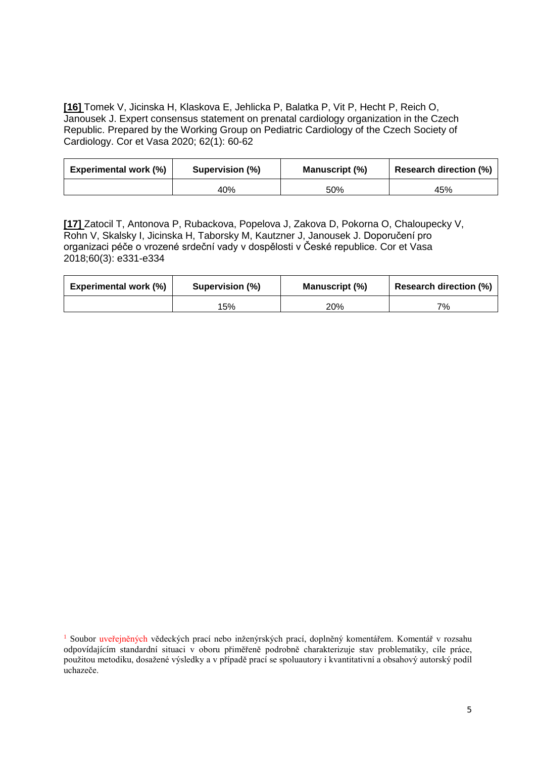**[16]** Tomek V, Jicinska H, Klaskova E, Jehlicka P, Balatka P, Vit P, Hecht P, Reich O, Janousek J. Expert consensus statement on prenatal cardiology organization in the Czech Republic. Prepared by the Working Group on Pediatric Cardiology of the Czech Society of Cardiology. Cor et Vasa 2020; 62(1): 60-62

| Experimental work (%) | Supervision (%) | Manuscript (%) | Research direction (%) |
|---|---|---|---|
| | 40% | 50% | 45% |

**[17]** Zatocil T, Antonova P, Rubackova, Popelova J, Zakova D, Pokorna O, Chaloupecky V, Rohn V, Skalsky I, Jicinska H, Taborsky M, Kautzner J, Janousek J. Doporučení pro organizaci péče o vrozené srdeční vady v dospělosti v České republice. Cor et Vasa 2018;60(3): e331-e334

| Experimental work (%) | Supervision (%) | Manuscript (%) | Research direction (%) |
|---|---|---|---|
| | 15% | 20% | 7% |

[1] Soubor uveřejněných vědeckých prací nebo inženýrských prací, doplněný komentářem. Komentář v rozsahu odpovídajícím standardní situaci v oboru přiměřeně podrobně charakterizuje stav problematiky, cíle práce, použitou metodiku, dosažené výsledky a v případě prací se spoluautory i kvantitativní a obsahový autorský podíl uchazeče.